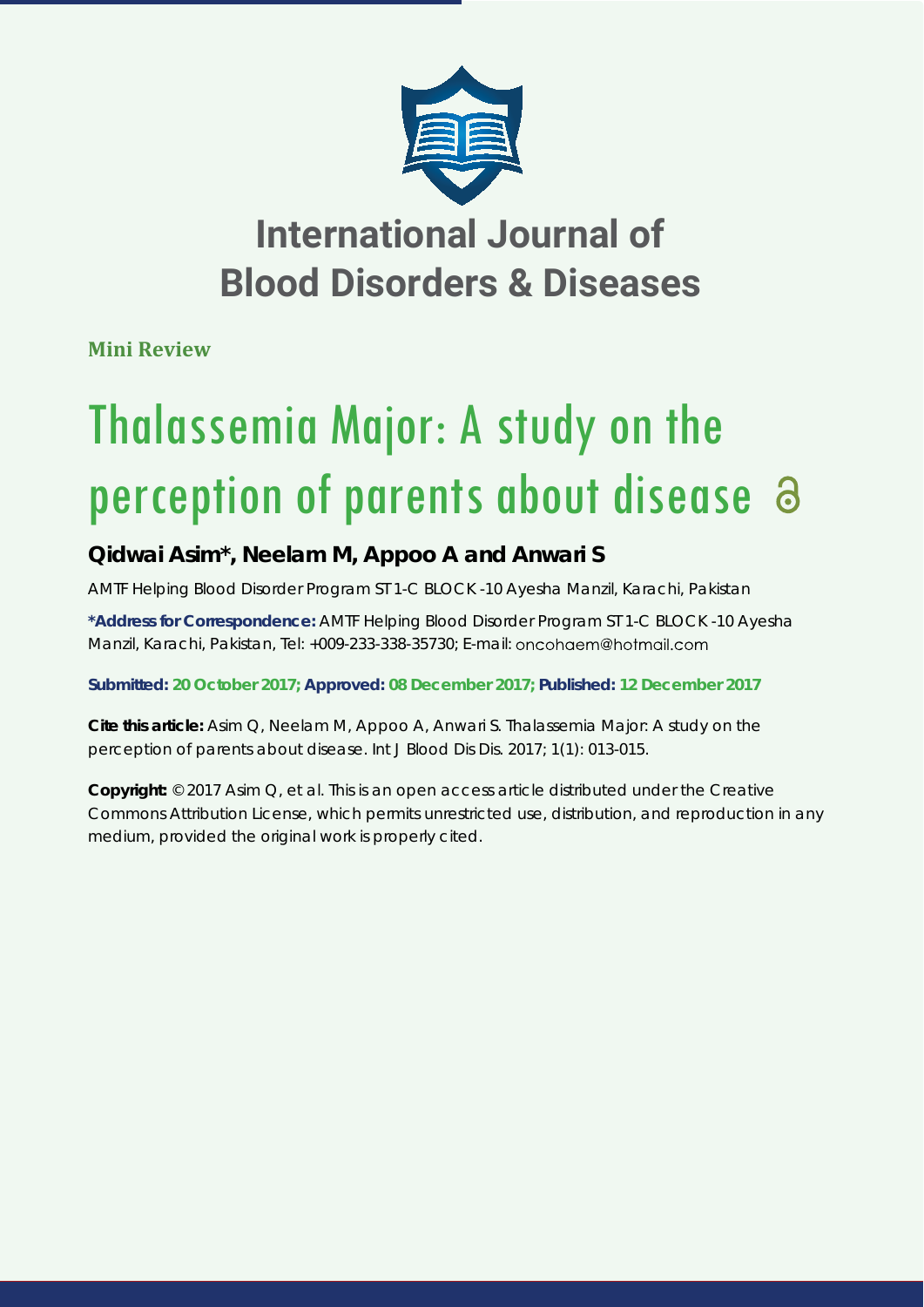# International Journal of Blood Disorders & Diseases

**Mini Review**

# Thalassemia Major: A study on the perception of parents about disease

**Qidwai Asim\*, Neelam M, Appoo A and Anwari S**

AMTF Helping Blood Disorder Program ST 1-C BLOCK -10 Ayesha Manzil, Karachi, Pakistan

**\*Address for Correspondence:** AMTF Helping Blood Disorder Program ST 1-C BLOCK -10 Ayesha Manzil, Karachi, Pakistan, Tel: +009-233-338-35730; E-mail: oncohaem@hotmail.com

**Submitted: 20 October 2017; Approved: 08 December 2017; Published: 12 December 2017**

**Cite this article:** Asim Q, Neelam M, Appoo A, Anwari S. Thalassemia Major: A study on the perception of parents about disease. Int J Blood Dis Dis. 2017; 1(1): 013-015.

**Copyright:** © 2017 Asim Q, et al. This is an open access article distributed under the Creative Commons Attribution License, which permits unrestricted use, distribution, and reproduction in any medium, provided the original work is properly cited.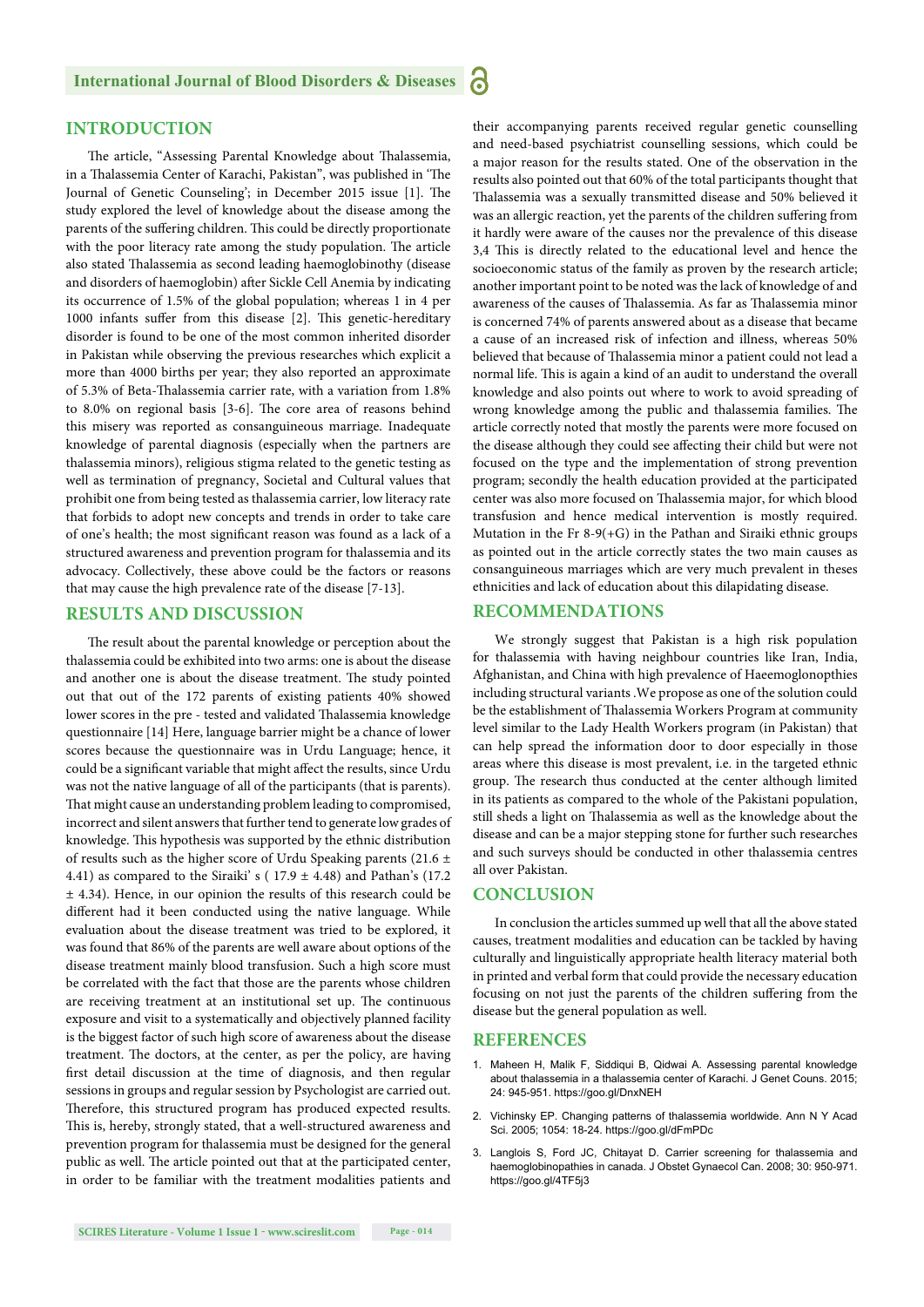## INTRODUCTION

The article, "Assessing Parental Knowledge about Thalassemia, in a Thalassemia Center of Karachi, Pakistan", was published in 'The Journal of Genetic Counseling'; in December 2015 issue [1]. The study explored the level of knowledge about the disease among the parents of the suffering children. This could be directly proportionate with the poor literacy rate among the study population. The article also stated Thalassemia as second leading haemoglobinothy (disease and disorders of haemoglobin) after Sickle Cell Anemia by indicating its occurrence of 1.5% of the global population; whereas 1 in 4 per 1000 infants suffer from this disease [2]. This genetic-hereditary disorder is found to be one of the most common inherited disorder in Pakistan while observing the previous researches which explicit a more than 4000 births per year; they also reported an approximate of 5.3% of Beta-Thalassemia carrier rate, with a variation from 1.8% to 8.0% on regional basis [3-6]. The core area of reasons behind this misery was reported as consanguineous marriage. Inadequate knowledge of parental diagnosis (especially when the partners are thalassemia minors), religious stigma related to the genetic testing as well as termination of pregnancy, Societal and Cultural values that prohibit one from being tested as thalassemia carrier, low literacy rate that forbids to adopt new concepts and trends in order to take care of one's health; the most significant reason was found as a lack of a structured awareness and prevention program for thalassemia and its advocacy. Collectively, these above could be the factors or reasons that may cause the high prevalence rate of the disease [7-13].

## RESULTS AND DISCUSSION

The result about the parental knowledge or perception about the thalassemia could be exhibited into two arms: one is about the disease and another one is about the disease treatment. The study pointed out that out of the 172 parents of existing patients 40% showed lower scores in the pre - tested and validated Thalassemia knowledge questionnaire [14] Here, language barrier might be a chance of lower scores because the questionnaire was in Urdu Language; hence, it could be a significant variable that might affect the results, since Urdu was not the native language of all of the participants (that is parents). That might cause an understanding problem leading to compromised, incorrect and silent answers that further tend to generate low grades of knowledge. This hypothesis was supported by the ethnic distribution of results such as the higher score of Urdu Speaking parents (21.6 ± 4.41) as compared to the Siraiki' s ( 17.9 ± 4.48) and Pathan's (17.2 ± 4.34). Hence, in our opinion the results of this research could be different had it been conducted using the native language. While evaluation about the disease treatment was tried to be explored, it was found that 86% of the parents are well aware about options of the disease treatment mainly blood transfusion. Such a high score must be correlated with the fact that those are the parents whose children are receiving treatment at an institutional set up. The continuous exposure and visit to a systematically and objectively planned facility is the biggest factor of such high score of awareness about the disease treatment. The doctors, at the center, as per the policy, are having first detail discussion at the time of diagnosis, and then regular sessions in groups and regular session by Psychologist are carried out. Therefore, this structured program has produced expected results. This is, hereby, strongly stated, that a well-structured awareness and prevention program for thalassemia must be designed for the general public as well. The article pointed out that at the participated center, in order to be familiar with the treatment modalities patients and their accompanying parents received regular genetic counselling and need-based psychiatrist counselling sessions, which could be a major reason for the results stated. One of the observation in the results also pointed out that 60% of the total participants thought that Thalassemia was a sexually transmitted disease and 50% believed it was an allergic reaction, yet the parents of the children suffering from it hardly were aware of the causes nor the prevalence of this disease 3,4 This is directly related to the educational level and hence the socioeconomic status of the family as proven by the research article; another important point to be noted was the lack of knowledge of and awareness of the causes of Thalassemia. As far as Thalassemia minor is concerned 74% of parents answered about as a disease that became a cause of an increased risk of infection and illness, whereas 50% believed that because of Thalassemia minor a patient could not lead a normal life. This is again a kind of an audit to understand the overall knowledge and also points out where to work to avoid spreading of wrong knowledge among the public and thalassemia families. The article correctly noted that mostly the parents were more focused on the disease although they could see affecting their child but were not focused on the type and the implementation of strong prevention program; secondly the health education provided at the participated center was also more focused on Thalassemia major, for which blood transfusion and hence medical intervention is mostly required. Mutation in the Fr 8-9(+G) in the Pathan and Siraiki ethnic groups as pointed out in the article correctly states the two main causes as consanguineous marriages which are very much prevalent in theses ethnicities and lack of education about this dilapidating disease.

## RECOMMENDATIONS

We strongly suggest that Pakistan is a high risk population for thalassemia with having neighbour countries like Iran, India, Afghanistan, and China with high prevalence of Haemoglonopthies including structural variants .We propose as one of the solution could be the establishment of Thalassemia Workers Program at community level similar to the Lady Health Workers program (in Pakistan) that can help spread the information door to door especially in those areas where this disease is most prevalent, i.e. in the targeted ethnic group. The research thus conducted at the center although limited in its patients as compared to the whole of the Pakistani population, still sheds a light on Thalassemia as well as the knowledge about the disease and can be a major stepping stone for further such researches and such surveys should be conducted in other thalassemia centres all over Pakistan.

## CONCLUSION

In conclusion the articles summed up well that all the above stated causes, treatment modalities and education can be tackled by having culturally and linguistically appropriate health literacy material both in printed and verbal form that could provide the necessary education focusing on not just the parents of the children suffering from the disease but the general population as well.

## REFERENCES

1. Maheen H, Malik F, Siddiqui B, Qidwai A. Assessing parental knowledge about thalassemia in a thalassemia center of Karachi. J Genet Couns. 2015; 24: 945-951. https://goo.gl/DnxNEH
2. Vichinsky EP. Changing patterns of thalassemia worldwide. Ann N Y Acad Sci. 2005; 1054: 18-24. https://goo.gl/dFmPDc
3. Langlois S, Ford JC, Chitayat D. Carrier screening for thalassemia and haemoglobinopathies in canada. J Obstet Gynaecol Can. 2008; 30: 950-971. https://goo.gl/4TF5j3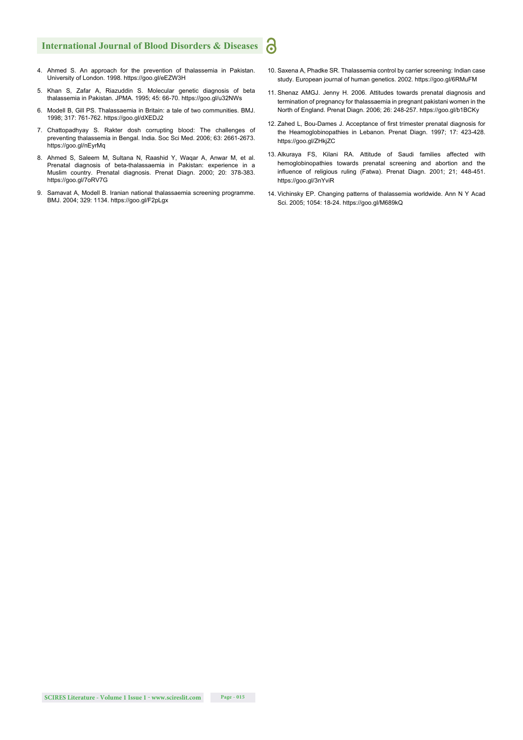4. Ahmed S. An approach for the prevention of thalassemia in Pakistan. University of London. 1998. https://goo.gl/eEZW3H
5. Khan S, Zafar A, Riazuddin S. Molecular genetic diagnosis of beta thalassemia in Pakistan. JPMA. 1995; 45: 66-70. https://goo.gl/u32NWs
6. Modell B, Gill PS. Thalassaemia in Britain: a tale of two communities. BMJ. 1998; 317: 761-762. https://goo.gl/dXEDJ2
7. Chattopadhyay S. Rakter dosh corrupting blood: The challenges of preventing thalassemia in Bengal. India. Soc Sci Med. 2006; 63: 2661-2673. https://goo.gl/nEyrMq
8. Ahmed S, Saleem M, Sultana N, Raashid Y, Waqar A, Anwar M, et al. Prenatal diagnosis of beta-thalassaemia in Pakistan: experience in a Muslim country. Prenatal diagnosis. Prenat Diagn. 2000; 20: 378-383. https://goo.gl/7oRV7G
9. Samavat A, Modell B. Iranian national thalassaemia screening programme. BMJ. 2004; 329: 1134. https://goo.gl/F2pLgx
10. Saxena A, Phadke SR. Thalassemia control by carrier screening: Indian case study. European journal of human genetics. 2002. https://goo.gl/6RMuFM
11. Shenaz AMGJ. Jenny H. 2006. Attitudes towards prenatal diagnosis and termination of pregnancy for thalassaemia in pregnant pakistani women in the North of England. Prenat Diagn. 2006; 26: 248-257. https://goo.gl/b1BCKy
12. Zahed L, Bou-Dames J. Acceptance of first trimester prenatal diagnosis for the Heamoglobinopathies in Lebanon. Prenat Diagn. 1997; 17: 423-428. https://goo.gl/ZHkjZC
13. Alkuraya FS, Kilani RA. Attitude of Saudi families affected with hemoglobinopathies towards prenatal screening and abortion and the influence of religious ruling (Fatwa). Prenat Diagn. 2001; 21; 448-451. https://goo.gl/3nYviR
14. Vichinsky EP. Changing patterns of thalassemia worldwide. Ann N Y Acad Sci. 2005; 1054: 18-24. https://goo.gl/M689kQ